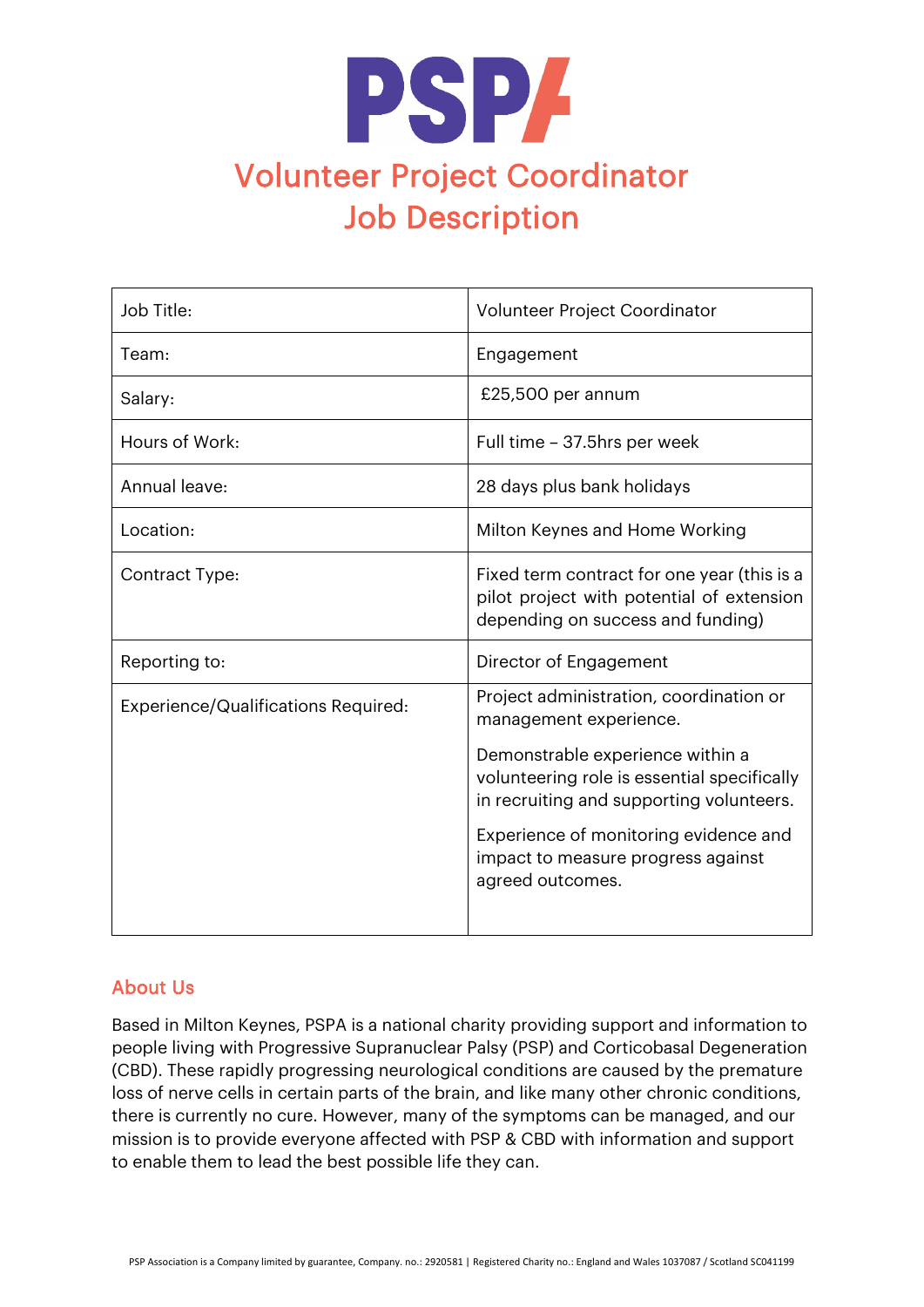# Volunteer Project Coordinator Job Description

| | |
|---|---|
| Job Title: | Volunteer Project Coordinator |
| Team: | Engagement |
| Salary: | £25,500 per annum |
| Hours of Work: | Full time – 37.5hrs per week |
| Annual leave: | 28 days plus bank holidays |
| Location: | Milton Keynes and Home Working |
| Contract Type: | Fixed term contract for one year (this is a pilot project with potential of extension depending on success and funding) |
| Reporting to: | Director of Engagement |
| Experience/Qualifications Required: | Project administration, coordination or management experience.<br><br>Demonstrable experience within a volunteering role is essential specifically in recruiting and supporting volunteers.<br><br>Experience of monitoring evidence and impact to measure progress against agreed outcomes. |

## About Us

Based in Milton Keynes, PSPA is a national charity providing support and information to people living with Progressive Supranuclear Palsy (PSP) and Corticobasal Degeneration (CBD). These rapidly progressing neurological conditions are caused by the premature loss of nerve cells in certain parts of the brain, and like many other chronic conditions, there is currently no cure. However, many of the symptoms can be managed, and our mission is to provide everyone affected with PSP & CBD with information and support to enable them to lead the best possible life they can.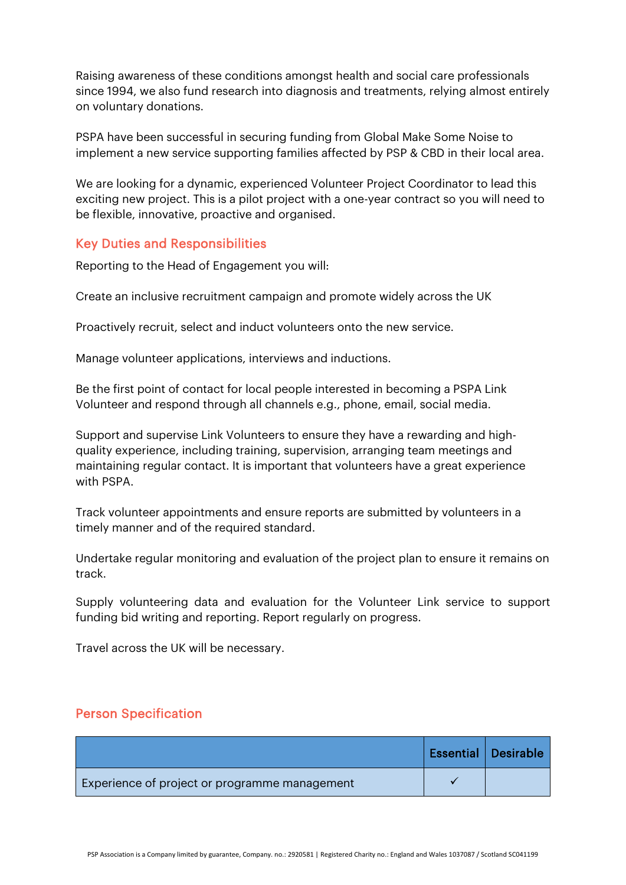Raising awareness of these conditions amongst health and social care professionals since 1994, we also fund research into diagnosis and treatments, relying almost entirely on voluntary donations.

PSPA have been successful in securing funding from Global Make Some Noise to implement a new service supporting families affected by PSP & CBD in their local area.

We are looking for a dynamic, experienced Volunteer Project Coordinator to lead this exciting new project. This is a pilot project with a one-year contract so you will need to be flexible, innovative, proactive and organised.

## Key Duties and Responsibilities

Reporting to the Head of Engagement you will:

Create an inclusive recruitment campaign and promote widely across the UK

Proactively recruit, select and induct volunteers onto the new service.

Manage volunteer applications, interviews and inductions.

Be the first point of contact for local people interested in becoming a PSPA Link Volunteer and respond through all channels e.g., phone, email, social media.

Support and supervise Link Volunteers to ensure they have a rewarding and high-quality experience, including training, supervision, arranging team meetings and maintaining regular contact. It is important that volunteers have a great experience with PSPA.

Track volunteer appointments and ensure reports are submitted by volunteers in a timely manner and of the required standard.

Undertake regular monitoring and evaluation of the project plan to ensure it remains on track.

Supply volunteering data and evaluation for the Volunteer Link service to support funding bid writing and reporting. Report regularly on progress.

Travel across the UK will be necessary.

## Person Specification

| | Essential | Desirable |
|---|---|---|
| Experience of project or programme management | ✓ | |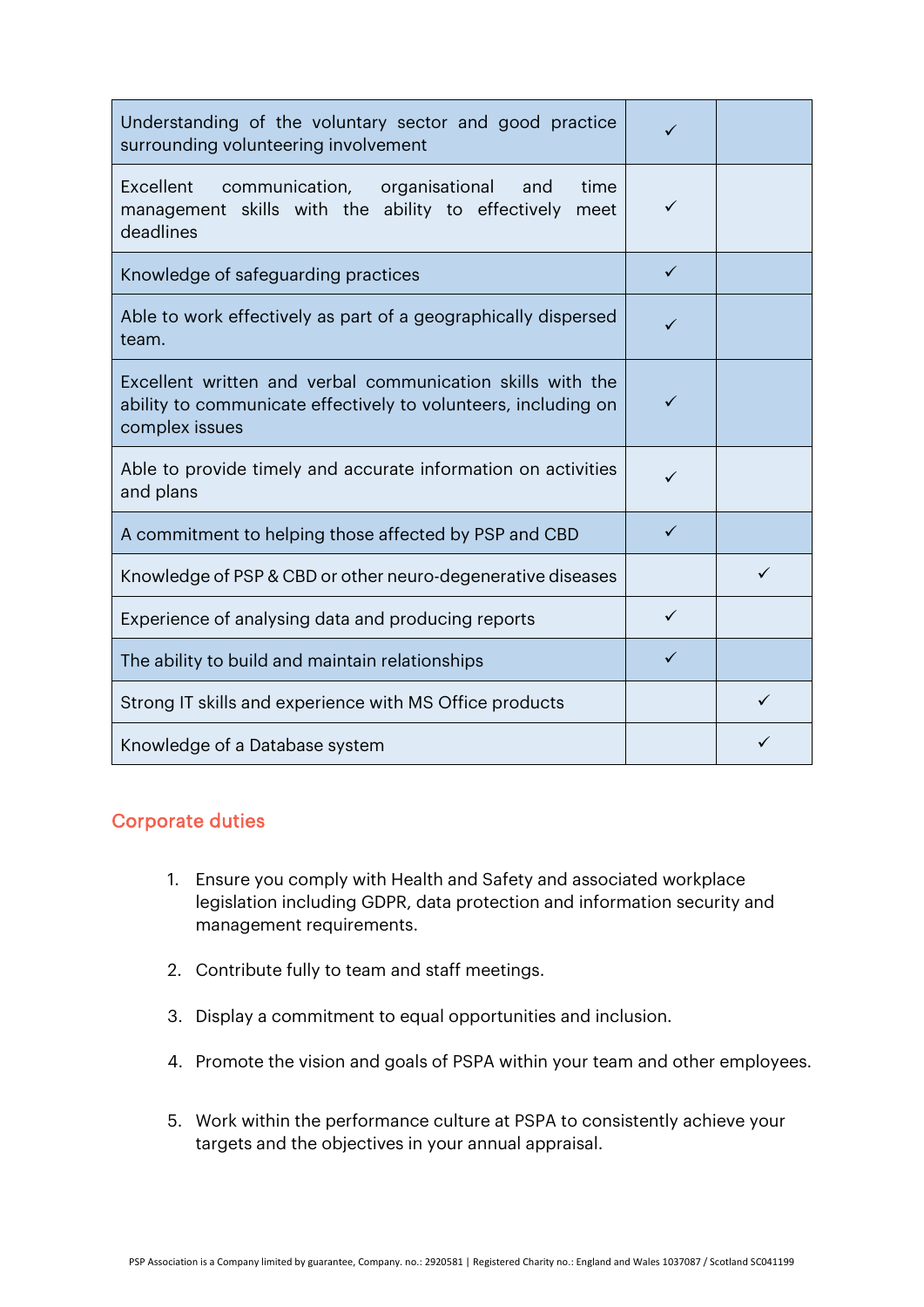| | | |
|---|---|---|
| Understanding of the voluntary sector and good practice surrounding volunteering involvement | ✓ | |
| Excellent communication, organisational and time management skills with the ability to effectively meet deadlines | ✓ | |
| Knowledge of safeguarding practices | ✓ | |
| Able to work effectively as part of a geographically dispersed team. | ✓ | |
| Excellent written and verbal communication skills with the ability to communicate effectively to volunteers, including on complex issues | ✓ | |
| Able to provide timely and accurate information on activities and plans | ✓ | |
| A commitment to helping those affected by PSP and CBD | ✓ | |
| Knowledge of PSP & CBD or other neuro-degenerative diseases | | ✓ |
| Experience of analysing data and producing reports | ✓ | |
| The ability to build and maintain relationships | ✓ | |
| Strong IT skills and experience with MS Office products | | ✓ |
| Knowledge of a Database system | | ✓ |

## Corporate duties

1. Ensure you comply with Health and Safety and associated workplace legislation including GDPR, data protection and information security and management requirements.

2. Contribute fully to team and staff meetings.

3. Display a commitment to equal opportunities and inclusion.

4. Promote the vision and goals of PSPA within your team and other employees.

5. Work within the performance culture at PSPA to consistently achieve your targets and the objectives in your annual appraisal.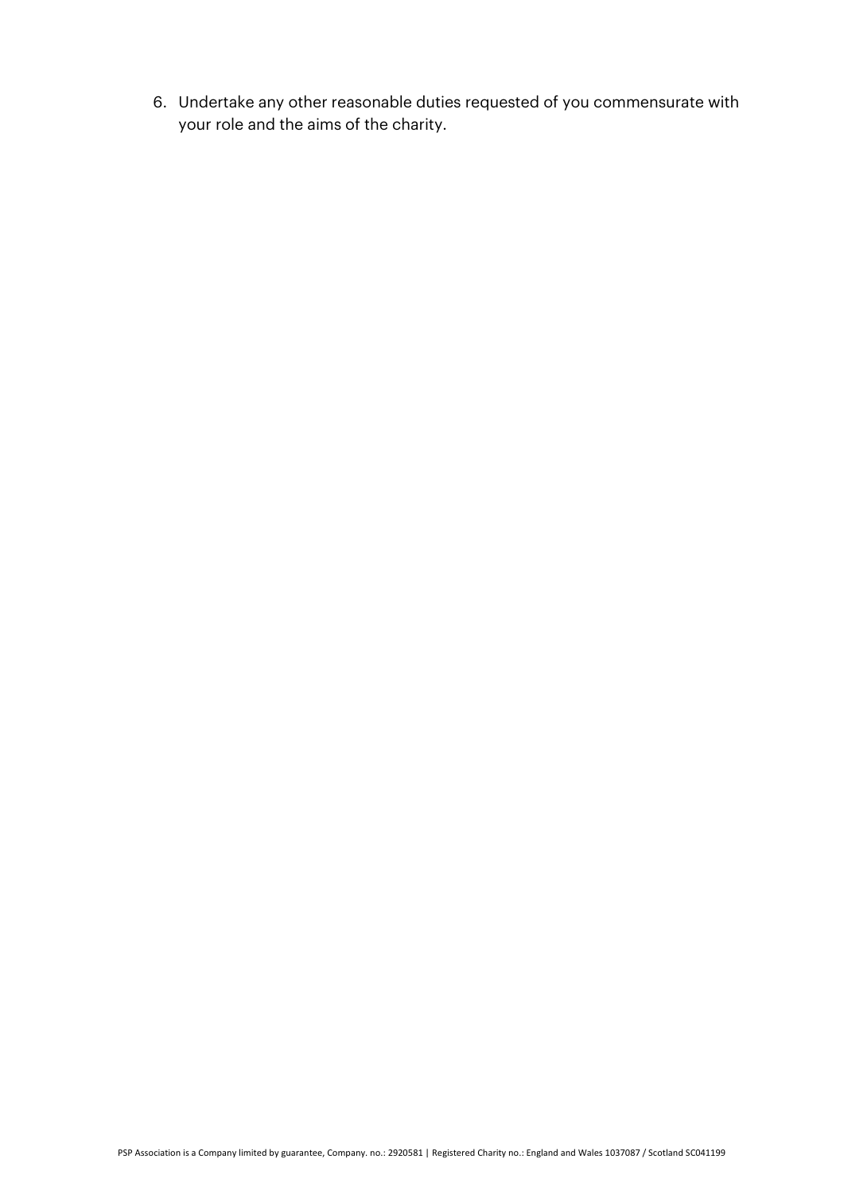6. Undertake any other reasonable duties requested of you commensurate with your role and the aims of the charity.